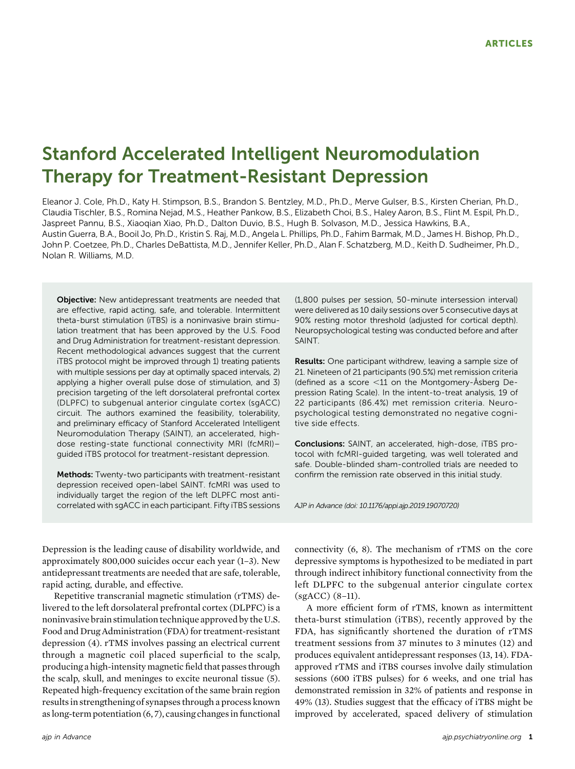# Stanford Accelerated Intelligent Neuromodulation Therapy for Treatment-Resistant Depression

Eleanor J. Cole, Ph.D., Katy H. Stimpson, B.S., Brandon S. Bentzley, M.D., Ph.D., Merve Gulser, B.S., Kirsten Cherian, Ph.D., Claudia Tischler, B.S., Romina Nejad, M.S., Heather Pankow, B.S., Elizabeth Choi, B.S., Haley Aaron, B.S., Flint M. Espil, Ph.D., Jaspreet Pannu, B.S., Xiaoqian Xiao, Ph.D., Dalton Duvio, B.S., Hugh B. Solvason, M.D., Jessica Hawkins, B.A., Austin Guerra, B.A., Booil Jo, Ph.D., Kristin S. Raj, M.D., Angela L. Phillips, Ph.D., Fahim Barmak, M.D., James H. Bishop, Ph.D., John P. Coetzee, Ph.D., Charles DeBattista, M.D., Jennifer Keller, Ph.D., Alan F. Schatzberg, M.D., Keith D. Sudheimer, Ph.D., Nolan R. Williams, M.D.

**Objective:** New antidepressant treatments are needed that are effective, rapid acting, safe, and tolerable. Intermittent theta-burst stimulation (iTBS) is a noninvasive brain stimulation treatment that has been approved by the U.S. Food and Drug Administration for treatment-resistant depression. Recent methodological advances suggest that the current iTBS protocol might be improved through 1) treating patients with multiple sessions per day at optimally spaced intervals, 2) applying a higher overall pulse dose of stimulation, and 3) precision targeting of the left dorsolateral prefrontal cortex (DLPFC) to subgenual anterior cingulate cortex (sgACC) circuit. The authors examined the feasibility, tolerability, and preliminary efficacy of Stanford Accelerated Intelligent Neuromodulation Therapy (SAINT), an accelerated, high-dose resting-state functional connectivity MRI (fcMRI)–guided iTBS protocol for treatment-resistant depression.

**Methods:** Twenty-two participants with treatment-resistant depression received open-label SAINT. fcMRI was used to individually target the region of the left DLPFC most anticorrelated with sgACC in each participant. Fifty iTBS sessions (1,800 pulses per session, 50-minute intersession interval) were delivered as 10 daily sessions over 5 consecutive days at 90% resting motor threshold (adjusted for cortical depth). Neuropsychological testing was conducted before and after SAINT.

**Results:** One participant withdrew, leaving a sample size of 21. Nineteen of 21 participants (90.5%) met remission criteria (defined as a score <11 on the Montgomery-Åsberg Depression Rating Scale). In the intent-to-treat analysis, 19 of 22 participants (86.4%) met remission criteria. Neuropsychological testing demonstrated no negative cognitive side effects.

**Conclusions:** SAINT, an accelerated, high-dose, iTBS protocol with fcMRI-guided targeting, was well tolerated and safe. Double-blinded sham-controlled trials are needed to confirm the remission rate observed in this initial study.

*AJP in Advance (doi: 10.1176/appi.ajp.2019.19070720)*

Depression is the leading cause of disability worldwide, and approximately 800,000 suicides occur each year (1–3). New antidepressant treatments are needed that are safe, tolerable, rapid acting, durable, and effective.

Repetitive transcranial magnetic stimulation (rTMS) delivered to the left dorsolateral prefrontal cortex (DLPFC) is a noninvasive brain stimulation technique approved by the U.S. Food and Drug Administration (FDA) for treatment-resistant depression (4). rTMS involves passing an electrical current through a magnetic coil placed superficial to the scalp, producing a high-intensity magnetic field that passes through the scalp, skull, and meninges to excite neuronal tissue (5). Repeated high-frequency excitation of the same brain region results in strengthening of synapses through a process known as long-term potentiation (6, 7), causing changes in functional connectivity (6, 8). The mechanism of rTMS on the core depressive symptoms is hypothesized to be mediated in part through indirect inhibitory functional connectivity from the left DLPFC to the subgenual anterior cingulate cortex (sgACC) (8–11).

A more efficient form of rTMS, known as intermittent theta-burst stimulation (iTBS), recently approved by the FDA, has significantly shortened the duration of rTMS treatment sessions from 37 minutes to 3 minutes (12) and produces equivalent antidepressant responses (13, 14). FDA-approved rTMS and iTBS courses involve daily stimulation sessions (600 iTBS pulses) for 6 weeks, and one trial has demonstrated remission in 32% of patients and response in 49% (13). Studies suggest that the efficacy of iTBS might be improved by accelerated, spaced delivery of stimulation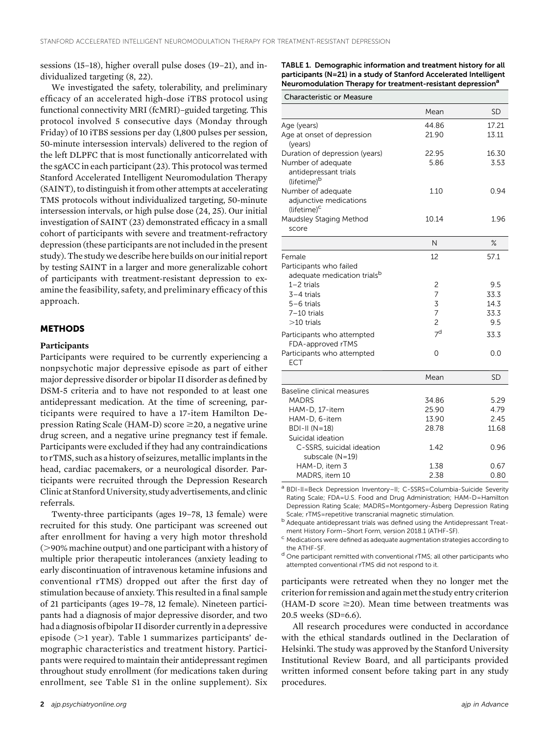sessions (15–18), higher overall pulse doses (19–21), and individualized targeting (8, 22).

We investigated the safety, tolerability, and preliminary efficacy of an accelerated high-dose iTBS protocol using functional connectivity MRI (fcMRI)–guided targeting. This protocol involved 5 consecutive days (Monday through Friday) of 10 iTBS sessions per day (1,800 pulses per session, 50-minute intersession intervals) delivered to the region of the left DLPFC that is most functionally anticorrelated with the sgACC in each participant (23). This protocol was termed Stanford Accelerated Intelligent Neuromodulation Therapy (SAINT), to distinguish it from other attempts at accelerating TMS protocols without individualized targeting, 50-minute intersession intervals, or high pulse dose (24, 25). Our initial investigation of SAINT (23) demonstrated efficacy in a small cohort of participants with severe and treatment-refractory depression (these participants are not included in the present study). The study we describe here builds on our initial report by testing SAINT in a larger and more generalizable cohort of participants with treatment-resistant depression to examine the feasibility, safety, and preliminary efficacy of this approach.

## METHODS

### Participants

Participants were required to be currently experiencing a nonpsychotic major depressive episode as part of either major depressive disorder or bipolar II disorder as defined by DSM-5 criteria and to have not responded to at least one antidepressant medication. At the time of screening, participants were required to have a 17-item Hamilton Depression Rating Scale (HAM-D) score ≥20, a negative urine drug screen, and a negative urine pregnancy test if female. Participants were excluded if they had any contraindications to rTMS, such as a history of seizures, metallic implants in the head, cardiac pacemakers, or a neurological disorder. Participants were recruited through the Depression Research Clinic at Stanford University, study advertisements, and clinic referrals.

Twenty-three participants (ages 19–78, 13 female) were recruited for this study. One participant was screened out after enrollment for having a very high motor threshold (>90% machine output) and one participant with a history of multiple prior therapeutic intolerances (anxiety leading to early discontinuation of intravenous ketamine infusions and conventional rTMS) dropped out after the first day of stimulation because of anxiety. This resulted in a final sample of 21 participants (ages 19–78, 12 female). Nineteen participants had a diagnosis of major depressive disorder, and two had a diagnosis of bipolar II disorder currently in a depressive episode (>1 year). Table 1 summarizes participants' demographic characteristics and treatment history. Participants were required to maintain their antidepressant regimen throughout study enrollment (for medications taken during enrollment, see Table S1 in the online supplement). Six participants were retreated when they no longer met the criterion for remission and again met the study entry criterion (HAM-D score ≥20). Mean time between treatments was 20.5 weeks (SD=6.6).

All research procedures were conducted in accordance with the ethical standards outlined in the Declaration of Helsinki. The study was approved by the Stanford University Institutional Review Board, and all participants provided written informed consent before taking part in any study procedures.

**TABLE 1. Demographic information and treatment history for all participants (N=21) in a study of Stanford Accelerated Intelligent Neuromodulation Therapy for treatment-resistant depression[a]**

| Characteristic or Measure | | |
|---|---|---|
| | Mean | SD |
| Age (years) | 44.86 | 17.21 |
| Age at onset of depression (years) | 21.90 | 13.11 |
| Duration of depression (years) | 22.95 | 16.30 |
| Number of adequate antidepressant trials (lifetime)[b] | 5.86 | 3.53 |
| Number of adequate adjunctive medications (lifetime)[c] | 1.10 | 0.94 |
| Maudsley Staging Method score | 10.14 | 1.96 |
| | N | % |
| Female | 12 | 57.1 |
| Participants who failed adequate medication trials[b] | | |
| 1–2 trials | 2 | 9.5 |
| 3–4 trials | 7 | 33.3 |
| 5–6 trials | 3 | 14.3 |
| 7–10 trials | 7 | 33.3 |
| >10 trials | 2 | 9.5 |
| Participants who attempted FDA-approved rTMS | 7[d] | 33.3 |
| Participants who attempted ECT | 0 | 0.0 |
| | Mean | SD |
| Baseline clinical measures | | |
| MADRS | 34.86 | 5.29 |
| HAM-D, 17-item | 25.90 | 4.79 |
| HAM-D, 6-item | 13.90 | 2.45 |
| BDI-II (N=18) | 28.78 | 11.68 |
| Suicidal ideation | | |
| C-SSRS, suicidal ideation subscale (N=19) | 1.42 | 0.96 |
| HAM-D, item 3 | 1.38 | 0.67 |
| MADRS, item 10 | 2.38 | 0.80 |

[a] BDI-II=Beck Depression Inventory–II; C-SSRS=Columbia-Suicide Severity Rating Scale; FDA=U.S. Food and Drug Administration; HAM-D=Hamilton Depression Rating Scale; MADRS=Montgomery-Åsberg Depression Rating Scale; rTMS=repetitive transcranial magnetic stimulation.

[b] Adequate antidepressant trials was defined using the Antidepressant Treatment History Form–Short Form, version 2018.1 (ATHF-SF).

[c] Medications were defined as adequate augmentation strategies according to the ATHF-SF.

[d] One participant remitted with conventional rTMS; all other participants who attempted conventional rTMS did not respond to it.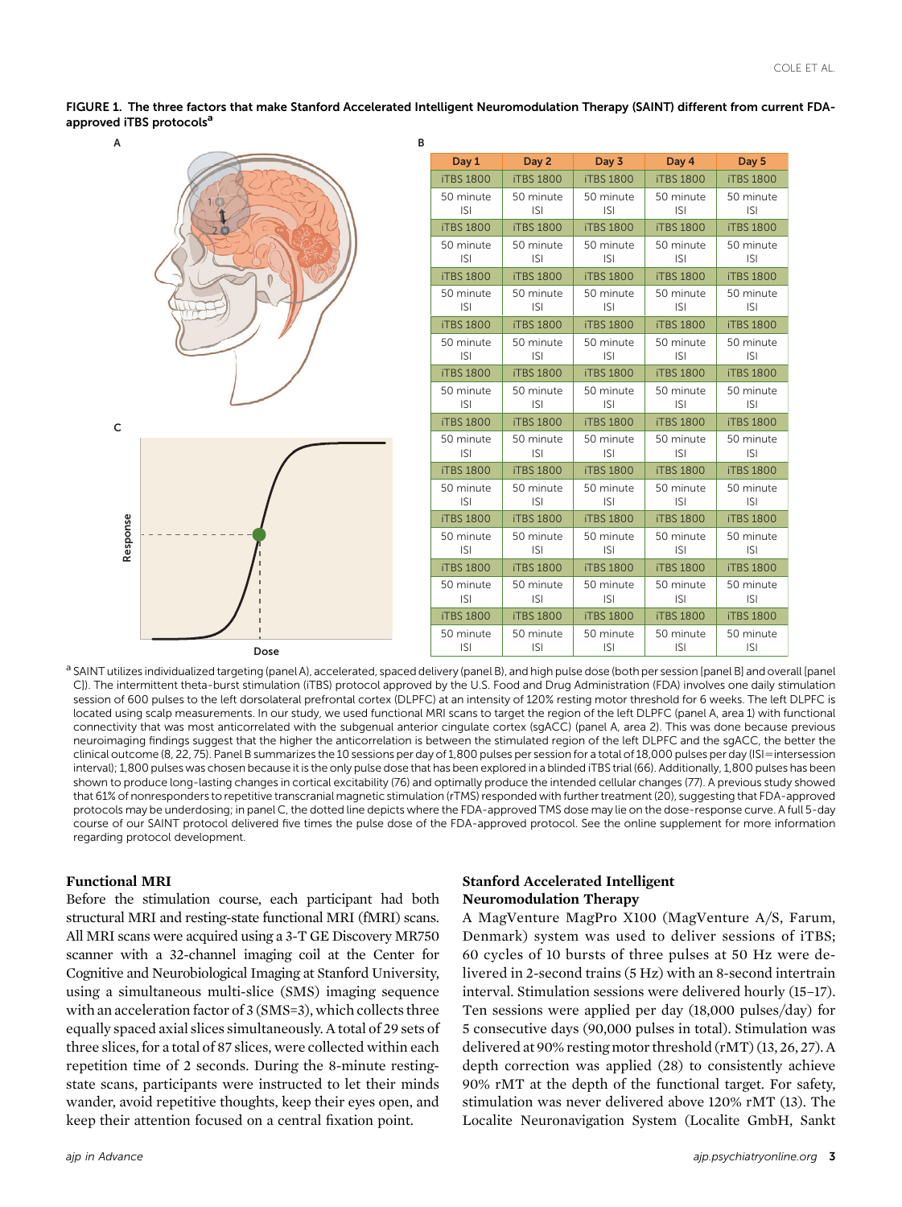FIGURE 1. The three factors that make Stanford Accelerated Intelligent Neuromodulation Therapy (SAINT) different from current FDA-approved iTBS protocols[a]

B

| Day 1 | Day 2 | Day 3 | Day 4 | Day 5 |
|---|---|---|---|---|
| iTBS 1800 | iTBS 1800 | iTBS 1800 | iTBS 1800 | iTBS 1800 |
| 50 minute ISI | 50 minute ISI | 50 minute ISI | 50 minute ISI | 50 minute ISI |
| iTBS 1800 | iTBS 1800 | iTBS 1800 | iTBS 1800 | iTBS 1800 |
| 50 minute ISI | 50 minute ISI | 50 minute ISI | 50 minute ISI | 50 minute ISI |
| iTBS 1800 | iTBS 1800 | iTBS 1800 | iTBS 1800 | iTBS 1800 |
| 50 minute ISI | 50 minute ISI | 50 minute ISI | 50 minute ISI | 50 minute ISI |
| iTBS 1800 | iTBS 1800 | iTBS 1800 | iTBS 1800 | iTBS 1800 |
| 50 minute ISI | 50 minute ISI | 50 minute ISI | 50 minute ISI | 50 minute ISI |
| iTBS 1800 | iTBS 1800 | iTBS 1800 | iTBS 1800 | iTBS 1800 |
| 50 minute ISI | 50 minute ISI | 50 minute ISI | 50 minute ISI | 50 minute ISI |
| iTBS 1800 | iTBS 1800 | iTBS 1800 | iTBS 1800 | iTBS 1800 |
| 50 minute ISI | 50 minute ISI | 50 minute ISI | 50 minute ISI | 50 minute ISI |
| iTBS 1800 | iTBS 1800 | iTBS 1800 | iTBS 1800 | iTBS 1800 |
| 50 minute ISI | 50 minute ISI | 50 minute ISI | 50 minute ISI | 50 minute ISI |
| iTBS 1800 | iTBS 1800 | iTBS 1800 | iTBS 1800 | iTBS 1800 |
| 50 minute ISI | 50 minute ISI | 50 minute ISI | 50 minute ISI | 50 minute ISI |
| iTBS 1800 | iTBS 1800 | iTBS 1800 | iTBS 1800 | iTBS 1800 |
| 50 minute ISI | 50 minute ISI | 50 minute ISI | 50 minute ISI | 50 minute ISI |
| iTBS 1800 | iTBS 1800 | iTBS 1800 | iTBS 1800 | iTBS 1800 |
| 50 minute ISI | 50 minute ISI | 50 minute ISI | 50 minute ISI | 50 minute ISI |

[a] SAINT utilizes individualized targeting (panel A), accelerated, spaced delivery (panel B), and high pulse dose (both per session [panel B] and overall [panel C]). The intermittent theta-burst stimulation (iTBS) protocol approved by the U.S. Food and Drug Administration (FDA) involves one daily stimulation session of 600 pulses to the left dorsolateral prefrontal cortex (DLPFC) at an intensity of 120% resting motor threshold for 6 weeks. The left DLPFC is located using scalp measurements. In our study, we used functional MRI scans to target the region of the left DLPFC (panel A, area 1) with functional connectivity that was most anticorrelated with the subgenual anterior cingulate cortex (sgACC) (panel A, area 2). This was done because previous neuroimaging findings suggest that the higher the anticorrelation is between the stimulated region of the left DLPFC and the sgACC, the better the clinical outcome (8, 22, 75). Panel B summarizes the 10 sessions per day of 1,800 pulses per session for a total of 18,000 pulses per day (ISI=intersession interval); 1,800 pulses was chosen because it is the only pulse dose that has been explored in a blinded iTBS trial (66). Additionally, 1,800 pulses has been shown to produce long-lasting changes in cortical excitability (76) and optimally produce the intended cellular changes (77). A previous study showed that 61% of nonresponders to repetitive transcranial magnetic stimulation (rTMS) responded with further treatment (20), suggesting that FDA-approved protocols may be underdosing; in panel C, the dotted line depicts where the FDA-approved TMS dose may lie on the dose-response curve. A full 5-day course of our SAINT protocol delivered five times the pulse dose of the FDA-approved protocol. See the online supplement for more information regarding protocol development.

### Functional MRI

Before the stimulation course, each participant had both structural MRI and resting-state functional MRI (fMRI) scans. All MRI scans were acquired using a 3-T GE Discovery MR750 scanner with a 32-channel imaging coil at the Center for Cognitive and Neurobiological Imaging at Stanford University, using a simultaneous multi-slice (SMS) imaging sequence with an acceleration factor of 3 (SMS=3), which collects three equally spaced axial slices simultaneously. A total of 29 sets of three slices, for a total of 87 slices, were collected within each repetition time of 2 seconds. During the 8-minute resting-state scans, participants were instructed to let their minds wander, avoid repetitive thoughts, keep their eyes open, and keep their attention focused on a central fixation point.

### Stanford Accelerated Intelligent Neuromodulation Therapy

A MagVenture MagPro X100 (MagVenture A/S, Farum, Denmark) system was used to deliver sessions of iTBS; 60 cycles of 10 bursts of three pulses at 50 Hz were delivered in 2-second trains (5 Hz) with an 8-second intertrain interval. Stimulation sessions were delivered hourly (15–17). Ten sessions were applied per day (18,000 pulses/day) for 5 consecutive days (90,000 pulses in total). Stimulation was delivered at 90% resting motor threshold (rMT) (13, 26, 27). A depth correction was applied (28) to consistently achieve 90% rMT at the depth of the functional target. For safety, stimulation was never delivered above 120% rMT (13). The Localite Neuronavigation System (Localite GmbH, Sankt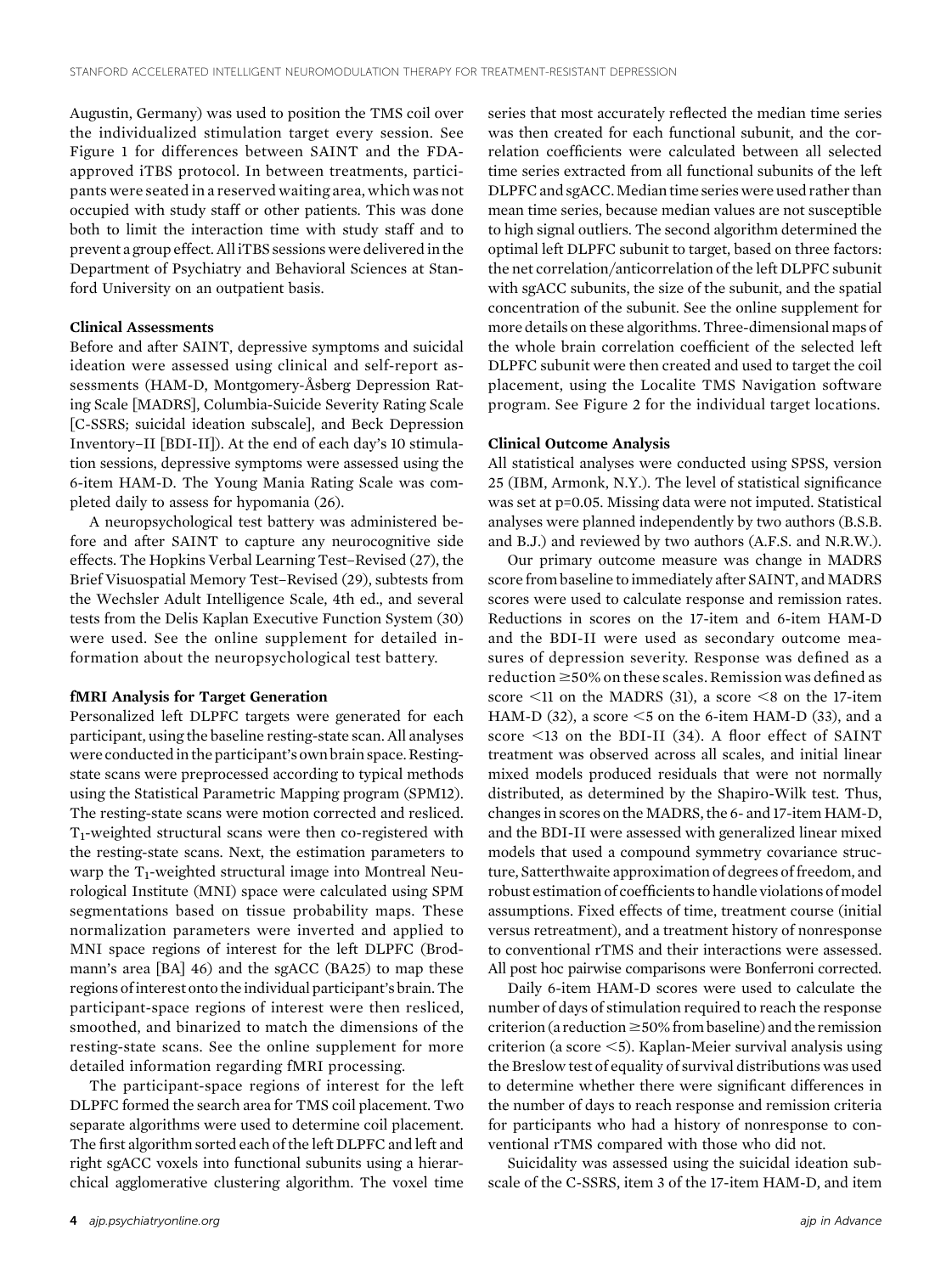Augustin, Germany) was used to position the TMS coil over the individualized stimulation target every session. See Figure 1 for differences between SAINT and the FDA-approved iTBS protocol. In between treatments, participants were seated in a reserved waiting area, which was not occupied with study staff or other patients. This was done both to limit the interaction time with study staff and to prevent a group effect. All iTBS sessions were delivered in the Department of Psychiatry and Behavioral Sciences at Stanford University on an outpatient basis.

### Clinical Assessments

Before and after SAINT, depressive symptoms and suicidal ideation were assessed using clinical and self-report assessments (HAM-D, Montgomery-Åsberg Depression Rating Scale [MADRS], Columbia-Suicide Severity Rating Scale [C-SSRS; suicidal ideation subscale], and Beck Depression Inventory–II [BDI-II]). At the end of each day's 10 stimulation sessions, depressive symptoms were assessed using the 6-item HAM-D. The Young Mania Rating Scale was completed daily to assess for hypomania (26).

A neuropsychological test battery was administered before and after SAINT to capture any neurocognitive side effects. The Hopkins Verbal Learning Test–Revised (27), the Brief Visuospatial Memory Test–Revised (29), subtests from the Wechsler Adult Intelligence Scale, 4th ed., and several tests from the Delis Kaplan Executive Function System (30) were used. See the online supplement for detailed information about the neuropsychological test battery.

### fMRI Analysis for Target Generation

Personalized left DLPFC targets were generated for each participant, using the baseline resting-state scan. All analyses were conducted in the participant's own brain space. Resting-state scans were preprocessed according to typical methods using the Statistical Parametric Mapping program (SPM12). The resting-state scans were motion corrected and resliced. $T_1$-weighted structural scans were then co-registered with the resting-state scans. Next, the estimation parameters to warp the $T_1$-weighted structural image into Montreal Neurological Institute (MNI) space were calculated using SPM segmentations based on tissue probability maps. These normalization parameters were inverted and applied to MNI space regions of interest for the left DLPFC (Brodmann's area [BA] 46) and the sgACC (BA25) to map these regions of interest onto the individual participant's brain. The participant-space regions of interest were then resliced, smoothed, and binarized to match the dimensions of the resting-state scans. See the online supplement for more detailed information regarding fMRI processing.

The participant-space regions of interest for the left DLPFC formed the search area for TMS coil placement. Two separate algorithms were used to determine coil placement. The first algorithm sorted each of the left DLPFC and left and right sgACC voxels into functional subunits using a hierarchical agglomerative clustering algorithm. The voxel time series that most accurately reflected the median time series was then created for each functional subunit, and the correlation coefficients were calculated between all selected time series extracted from all functional subunits of the left DLPFC and sgACC. Median time series were used rather than mean time series, because median values are not susceptible to high signal outliers. The second algorithm determined the optimal left DLPFC subunit to target, based on three factors: the net correlation/anticorrelation of the left DLPFC subunit with sgACC subunits, the size of the subunit, and the spatial concentration of the subunit. See the online supplement for more details on these algorithms. Three-dimensional maps of the whole brain correlation coefficient of the selected left DLPFC subunit were then created and used to target the coil placement, using the Localite TMS Navigation software program. See Figure 2 for the individual target locations.

### Clinical Outcome Analysis

All statistical analyses were conducted using SPSS, version 25 (IBM, Armonk, N.Y.). The level of statistical significance was set at p=0.05. Missing data were not imputed. Statistical analyses were planned independently by two authors (B.S.B. and B.J.) and reviewed by two authors (A.F.S. and N.R.W.).

Our primary outcome measure was change in MADRS score from baseline to immediately after SAINT, and MADRS scores were used to calculate response and remission rates. Reductions in scores on the 17-item and 6-item HAM-D and the BDI-II were used as secondary outcome measures of depression severity. Response was defined as a reduction ≥50% on these scales. Remission was defined as score <11 on the MADRS (31), a score <8 on the 17-item HAM-D (32), a score <5 on the 6-item HAM-D (33), and a score <13 on the BDI-II (34). A floor effect of SAINT treatment was observed across all scales, and initial linear mixed models produced residuals that were not normally distributed, as determined by the Shapiro-Wilk test. Thus, changes in scores on the MADRS, the 6- and 17-item HAM-D, and the BDI-II were assessed with generalized linear mixed models that used a compound symmetry covariance structure, Satterthwaite approximation of degrees of freedom, and robust estimation of coefficients to handle violations of model assumptions. Fixed effects of time, treatment course (initial versus retreatment), and a treatment history of nonresponse to conventional rTMS and their interactions were assessed. All post hoc pairwise comparisons were Bonferroni corrected.

Daily 6-item HAM-D scores were used to calculate the number of days of stimulation required to reach the response criterion (a reduction ≥50% from baseline) and the remission criterion (a score <5). Kaplan-Meier survival analysis using the Breslow test of equality of survival distributions was used to determine whether there were significant differences in the number of days to reach response and remission criteria for participants who had a history of nonresponse to conventional rTMS compared with those who did not.

Suicidality was assessed using the suicidal ideation subscale of the C-SSRS, item 3 of the 17-item HAM-D, and item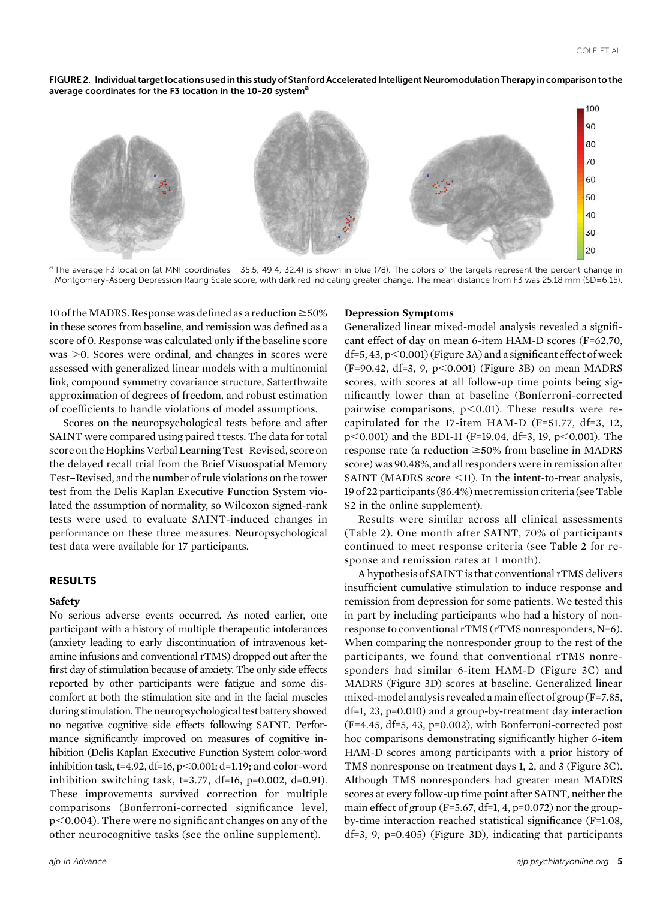FIGURE 2. Individual target locations used in this study of Stanford Accelerated Intelligent Neuromodulation Therapy in comparison to the average coordinates for the F3 location in the 10-20 system[a]

[a] The average F3 location (at MNI coordinates −35.5, 49.4, 32.4) is shown in blue (78). The colors of the targets represent the percent change in Montgomery-Åsberg Depression Rating Scale score, with dark red indicating greater change. The mean distance from F3 was 25.18 mm (SD=6.15).

10 of the MADRS. Response was defined as a reduction ≥50% in these scores from baseline, and remission was defined as a score of 0. Response was calculated only if the baseline score was >0. Scores were ordinal, and changes in scores were assessed with generalized linear models with a multinomial link, compound symmetry covariance structure, Satterthwaite approximation of degrees of freedom, and robust estimation of coefficients to handle violations of model assumptions.

Scores on the neuropsychological tests before and after SAINT were compared using paired t tests. The data for total score on the Hopkins Verbal Learning Test–Revised, score on the delayed recall trial from the Brief Visuospatial Memory Test–Revised, and the number of rule violations on the tower test from the Delis Kaplan Executive Function System violated the assumption of normality, so Wilcoxon signed-rank tests were used to evaluate SAINT-induced changes in performance on these three measures. Neuropsychological test data were available for 17 participants.

## RESULTS

### Safety

No serious adverse events occurred. As noted earlier, one participant with a history of multiple therapeutic intolerances (anxiety leading to early discontinuation of intravenous ketamine infusions and conventional rTMS) dropped out after the first day of stimulation because of anxiety. The only side effects reported by other participants were fatigue and some discomfort at both the stimulation site and in the facial muscles during stimulation. The neuropsychological test battery showed no negative cognitive side effects following SAINT. Performance significantly improved on measures of cognitive inhibition (Delis Kaplan Executive Function System color-word inhibition task, $t=4.92$, $df=16$, $p<0.001$; $d=1.19$; and color-word inhibition switching task, $t=3.77$, $df=16$, $p=0.002$, $d=0.91$). These improvements survived correction for multiple comparisons (Bonferroni-corrected significance level, $p<0.004$). There were no significant changes on any of the other neurocognitive tasks (see the online supplement).

### Depression Symptoms

Generalized linear mixed-model analysis revealed a significant effect of day on mean 6-item HAM-D scores ($F=62.70$, $df=5, 43$, $p<0.001$) (Figure 3A) and a significant effect of week ($F=90.42$, $df=3, 9$, $p<0.001$) (Figure 3B) on mean MADRS scores, with scores at all follow-up time points being significantly lower than at baseline (Bonferroni-corrected pairwise comparisons, $p<0.01$). These results were recapitulated for the 17-item HAM-D ($F=51.77$, $df=3, 12$, $p<0.001$) and the BDI-II ($F=19.04$, $df=3, 19$, $p<0.001$). The response rate (a reduction ≥50% from baseline in MADRS score) was 90.48%, and all responders were in remission after SAINT (MADRS score <11). In the intent-to-treat analysis, 19 of 22 participants (86.4%) met remission criteria (see Table S2 in the online supplement).

Results were similar across all clinical assessments (Table 2). One month after SAINT, 70% of participants continued to meet response criteria (see Table 2 for response and remission rates at 1 month).

A hypothesis of SAINT is that conventional rTMS delivers insufficient cumulative stimulation to induce response and remission from depression for some patients. We tested this in part by including participants who had a history of nonresponse to conventional rTMS (rTMS nonresponders, N=6). When comparing the nonresponder group to the rest of the participants, we found that conventional rTMS nonresponders had similar 6-item HAM-D (Figure 3C) and MADRS (Figure 3D) scores at baseline. Generalized linear mixed-model analysis revealed a main effect of group ($F=7.85$, $df=1, 23$, $p=0.010$) and a group-by-treatment day interaction ($F=4.45$, $df=5, 43$, $p=0.002$), with Bonferroni-corrected post hoc comparisons demonstrating significantly higher 6-item HAM-D scores among participants with a prior history of TMS nonresponse on treatment days 1, 2, and 3 (Figure 3C). Although TMS nonresponders had greater mean MADRS scores at every follow-up time point after SAINT, neither the main effect of group ($F=5.67$, $df=1, 4$, $p=0.072$) nor the group-by-time interaction reached statistical significance ($F=1.08$, $df=3, 9$, $p=0.405$) (Figure 3D), indicating that participants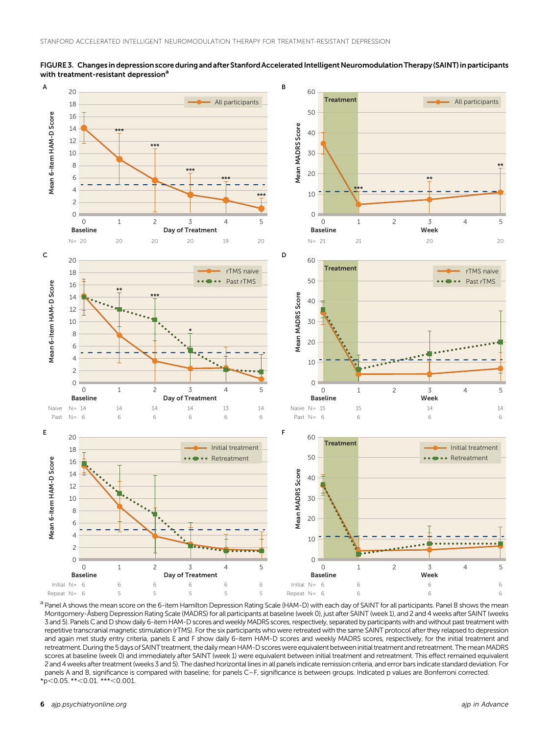**FIGURE 3. Changes in depression score during and after Stanford Accelerated Intelligent Neuromodulation Therapy (SAINT) in participants with treatment-resistant depression[a]**

[a] Panel A shows the mean score on the 6-item Hamilton Depression Rating Scale (HAM-D) with each day of SAINT for all participants. Panel B shows the mean Montgomery-Åsberg Depression Rating Scale (MADRS) for all participants at baseline (week 0), just after SAINT (week 1), and 2 and 4 weeks after SAINT (weeks 3 and 5). Panels C and D show daily 6-item HAM-D scores and weekly MADRS scores, respectively, separated by participants with and without past treatment with repetitive transcranial magnetic stimulation (rTMS). For the six participants who were retreated with the same SAINT protocol after they relapsed to depression and again met study entry criteria, panels E and F show daily 6-item HAM-D scores and weekly MADRS scores, respectively, for the initial treatment and retreatment. During the 5 days of SAINT treatment, the daily mean HAM-D scores were equivalent between initial treatment and retreatment. The mean MADRS scores at baseline (week 0) and immediately after SAINT (week 1) were equivalent between initial treatment and retreatment. This effect remained equivalent 2 and 4 weeks after treatment (weeks 3 and 5). The dashed horizontal lines in all panels indicate remission criteria, and error bars indicate standard deviation. For panels A and B, significance is compared with baseline; for panels C–F, significance is between groups. Indicated p values are Bonferroni corrected.

*$p<0.05$. **$<0.01$. ***$<0.001$.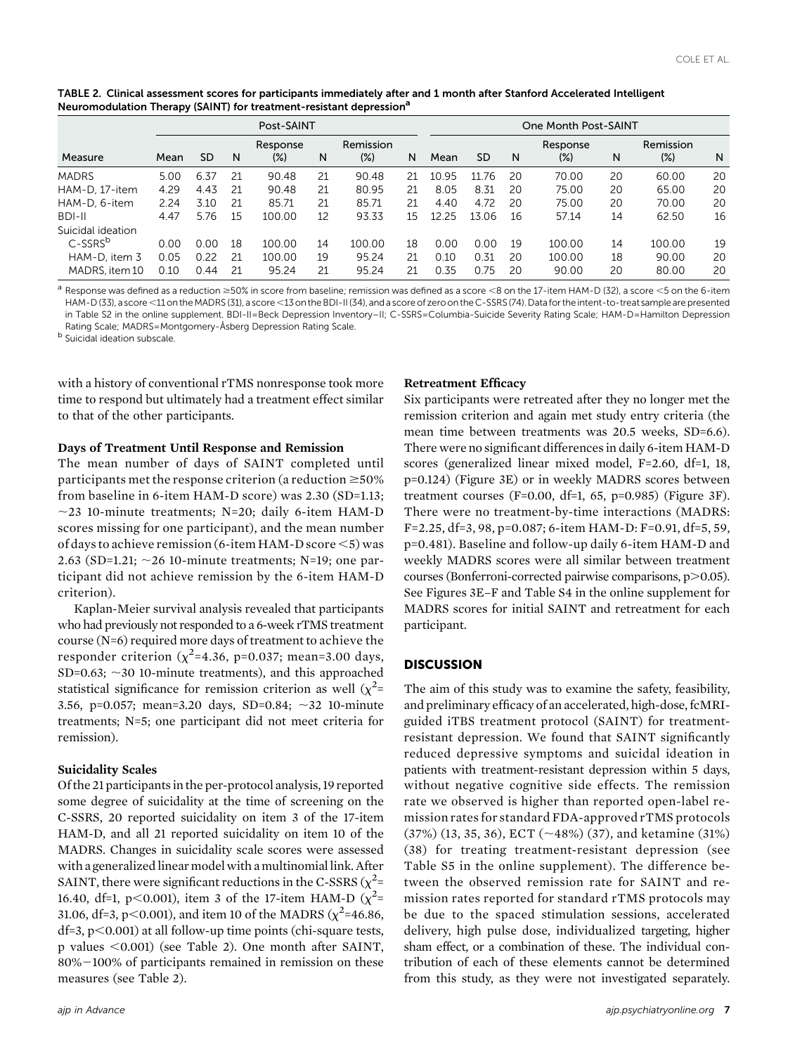TABLE 2. Clinical assessment scores for participants immediately after and 1 month after Stanford Accelerated Intelligent Neuromodulation Therapy (SAINT) for treatment-resistant depression[a]

| | Post-SAINT | | | | | | | | One Month Post-SAINT | | | | | | | |
|---|---|---|---|---|---|---|---|---|---|---|---|---|---|---|---|---|
| Measure | Mean | SD | N | Response (%) | N | Remission (%) | N | | Mean | SD | N | Response (%) | N | Remission (%) | N |
| MADRS | 5.00 | 6.37 | 21 | 90.48 | 21 | 90.48 | 21 | | 10.95 | 11.76 | 20 | 70.00 | 20 | 60.00 | 20 |
| HAM-D, 17-item | 4.29 | 4.43 | 21 | 90.48 | 21 | 80.95 | 21 | | 8.05 | 8.31 | 20 | 75.00 | 20 | 65.00 | 20 |
| HAM-D, 6-item | 2.24 | 3.10 | 21 | 85.71 | 21 | 85.71 | 21 | | 4.40 | 4.72 | 20 | 75.00 | 20 | 70.00 | 20 |
| BDI-II | 4.47 | 5.76 | 15 | 100.00 | 12 | 93.33 | 15 | | 12.25 | 13.06 | 16 | 57.14 | 14 | 62.50 | 16 |
| Suicidal ideation | | | | | | | | | | | | | | | |
| C-SSRS[b] | 0.00 | 0.00 | 18 | 100.00 | 14 | 100.00 | 18 | | 0.00 | 0.00 | 19 | 100.00 | 14 | 100.00 | 19 |
| HAM-D, item 3 | 0.05 | 0.22 | 21 | 100.00 | 19 | 95.24 | 21 | | 0.10 | 0.31 | 20 | 100.00 | 18 | 90.00 | 20 |
| MADRS, item 10 | 0.10 | 0.44 | 21 | 95.24 | 21 | 95.24 | 21 | | 0.35 | 0.75 | 20 | 90.00 | 20 | 80.00 | 20 |

[a] Response was defined as a reduction ≥50% in score from baseline; remission was defined as a score <8 on the 17-item HAM-D (32), a score <5 on the 6-item HAM-D (33), a score <11 on the MADRS (31), a score <13 on the BDI-II (34), and a score of zero on the C-SSRS (74). Data for the intent-to-treat sample are presented in Table S2 in the online supplement. BDI-II=Beck Depression Inventory–II; C-SSRS=Columbia-Suicide Severity Rating Scale; HAM-D=Hamilton Depression Rating Scale; MADRS=Montgomery-Åsberg Depression Rating Scale.

[b] Suicidal ideation subscale.

with a history of conventional rTMS nonresponse took more time to respond but ultimately had a treatment effect similar to that of the other participants.

### Days of Treatment Until Response and Remission

The mean number of days of SAINT completed until participants met the response criterion (a reduction ≥50% from baseline in 6-item HAM-D score) was 2.30 (SD=1.13; ~23 10-minute treatments; N=20; daily 6-item HAM-D scores missing for one participant), and the mean number of days to achieve remission (6-item HAM-D score <5) was 2.63 (SD=1.21; ~26 10-minute treatments; N=19; one participant did not achieve remission by the 6-item HAM-D criterion).

Kaplan-Meier survival analysis revealed that participants who had previously not responded to a 6-week rTMS treatment course (N=6) required more days of treatment to achieve the responder criterion ($\chi^2$=4.36, p=0.037; mean=3.00 days, SD=0.63; ~30 10-minute treatments), and this approached statistical significance for remission criterion as well ($\chi^2$= 3.56, p=0.057; mean=3.20 days, SD=0.84; ~32 10-minute treatments; N=5; one participant did not meet criteria for remission).

### Suicidality Scales

Of the 21 participants in the per-protocol analysis, 19 reported some degree of suicidality at the time of screening on the C-SSRS, 20 reported suicidality on item 3 of the 17-item HAM-D, and all 21 reported suicidality on item 10 of the MADRS. Changes in suicidality scale scores were assessed with a generalized linear model with a multinomial link. After SAINT, there were significant reductions in the C-SSRS ($\chi^2$= 16.40, df=1, p<0.001), item 3 of the 17-item HAM-D ($\chi^2$= 31.06, df=3, p<0.001), and item 10 of the MADRS ($\chi^2$=46.86, df=3, p<0.001) at all follow-up time points (chi-square tests, p values <0.001) (see Table 2). One month after SAINT, 80%−100% of participants remained in remission on these measures (see Table 2).

### Retreatment Efficacy

Six participants were retreated after they no longer met the remission criterion and again met study entry criteria (the mean time between treatments was 20.5 weeks, SD=6.6). There were no significant differences in daily 6-item HAM-D scores (generalized linear mixed model, F=2.60, df=1, 18, p=0.124) (Figure 3E) or in weekly MADRS scores between treatment courses (F=0.00, df=1, 65, p=0.985) (Figure 3F). There were no treatment-by-time interactions (MADRS: F=2.25, df=3, 98, p=0.087; 6-item HAM-D: F=0.91, df=5, 59, p=0.481). Baseline and follow-up daily 6-item HAM-D and weekly MADRS scores were all similar between treatment courses (Bonferroni-corrected pairwise comparisons, p>0.05). See Figures 3E–F and Table S4 in the online supplement for MADRS scores for initial SAINT and retreatment for each participant.

## DISCUSSION

The aim of this study was to examine the safety, feasibility, and preliminary efficacy of an accelerated, high-dose, fcMRI-guided iTBS treatment protocol (SAINT) for treatment-resistant depression. We found that SAINT significantly reduced depressive symptoms and suicidal ideation in patients with treatment-resistant depression within 5 days, without negative cognitive side effects. The remission rate we observed is higher than reported open-label remission rates for standard FDA-approved rTMS protocols (37%) (13, 35, 36), ECT (~48%) (37), and ketamine (31%) (38) for treating treatment-resistant depression (see Table S5 in the online supplement). The difference between the observed remission rate for SAINT and remission rates reported for standard rTMS protocols may be due to the spaced stimulation sessions, accelerated delivery, high pulse dose, individualized targeting, higher sham effect, or a combination of these. The individual contribution of each of these elements cannot be determined from this study, as they were not investigated separately.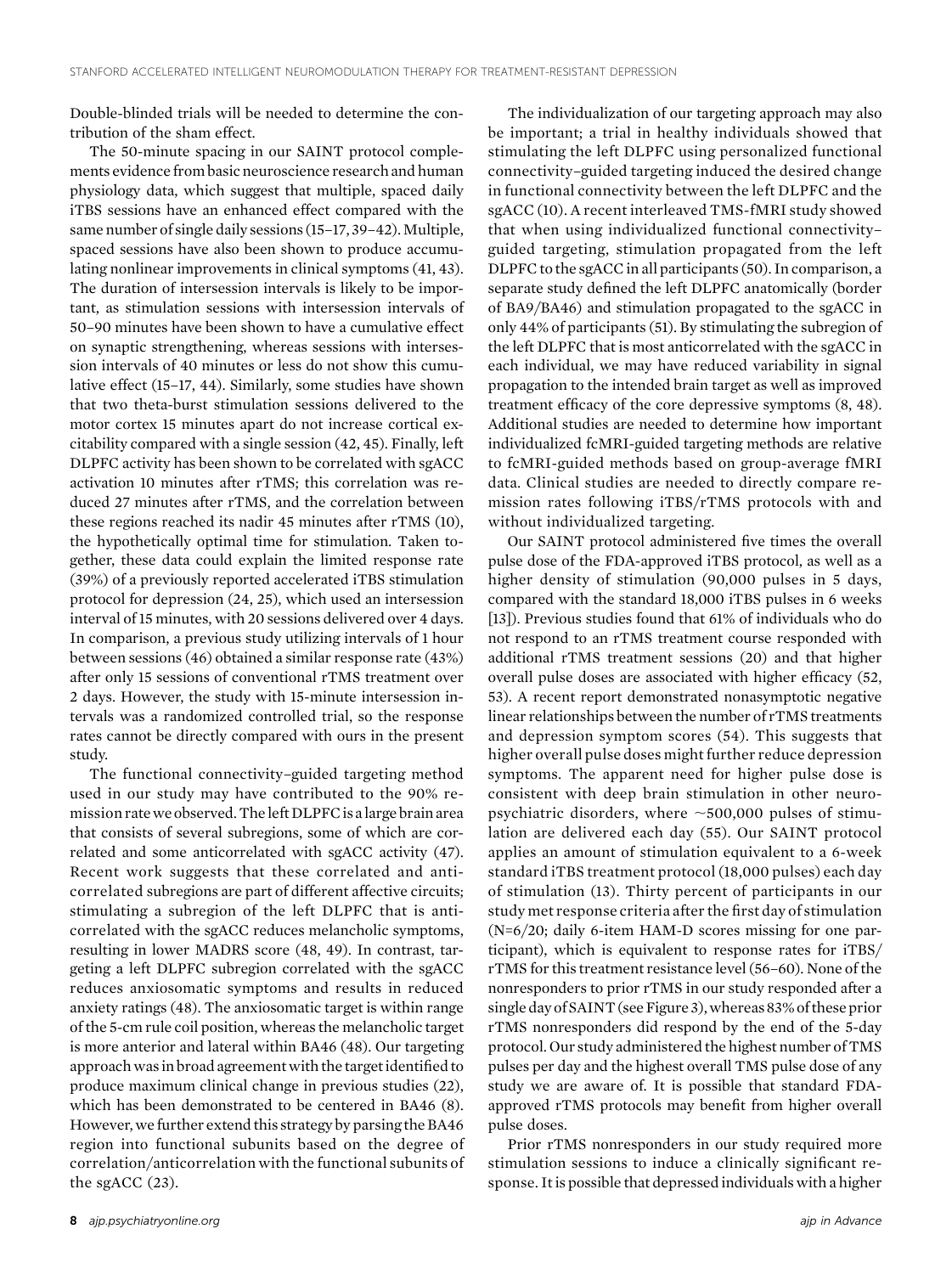Double-blinded trials will be needed to determine the contribution of the sham effect.

The 50-minute spacing in our SAINT protocol complements evidence from basic neuroscience research and human physiology data, which suggest that multiple, spaced daily iTBS sessions have an enhanced effect compared with the same number of single daily sessions (15–17, 39–42). Multiple, spaced sessions have also been shown to produce accumulating nonlinear improvements in clinical symptoms (41, 43). The duration of intersession intervals is likely to be important, as stimulation sessions with intersession intervals of 50–90 minutes have been shown to have a cumulative effect on synaptic strengthening, whereas sessions with intersession intervals of 40 minutes or less do not show this cumulative effect (15–17, 44). Similarly, some studies have shown that two theta-burst stimulation sessions delivered to the motor cortex 15 minutes apart do not increase cortical excitability compared with a single session (42, 45). Finally, left DLPFC activity has been shown to be correlated with sgACC activation 10 minutes after rTMS; this correlation was reduced 27 minutes after rTMS, and the correlation between these regions reached its nadir 45 minutes after rTMS (10), the hypothetically optimal time for stimulation. Taken together, these data could explain the limited response rate (39%) of a previously reported accelerated iTBS stimulation protocol for depression (24, 25), which used an intersession interval of 15 minutes, with 20 sessions delivered over 4 days. In comparison, a previous study utilizing intervals of 1 hour between sessions (46) obtained a similar response rate (43%) after only 15 sessions of conventional rTMS treatment over 2 days. However, the study with 15-minute intersession intervals was a randomized controlled trial, so the response rates cannot be directly compared with ours in the present study.

The functional connectivity–guided targeting method used in our study may have contributed to the 90% remission rate we observed. The left DLPFC is a large brain area that consists of several subregions, some of which are correlated and some anticorrelated with sgACC activity (47). Recent work suggests that these correlated and anticorrelated subregions are part of different affective circuits; stimulating a subregion of the left DLPFC that is anticorrelated with the sgACC reduces melancholic symptoms, resulting in lower MADRS score (48, 49). In contrast, targeting a left DLPFC subregion correlated with the sgACC reduces anxiosomatic symptoms and results in reduced anxiety ratings (48). The anxiosomatic target is within range of the 5-cm rule coil position, whereas the melancholic target is more anterior and lateral within BA46 (48). Our targeting approach was in broad agreement with the target identified to produce maximum clinical change in previous studies (22), which has been demonstrated to be centered in BA46 (8). However, we further extend this strategy by parsing the BA46 region into functional subunits based on the degree of correlation/anticorrelation with the functional subunits of the sgACC (23).

The individualization of our targeting approach may also be important; a trial in healthy individuals showed that stimulating the left DLPFC using personalized functional connectivity–guided targeting induced the desired change in functional connectivity between the left DLPFC and the sgACC (10). A recent interleaved TMS-fMRI study showed that when using individualized functional connectivity–guided targeting, stimulation propagated from the left DLPFC to the sgACC in all participants (50). In comparison, a separate study defined the left DLPFC anatomically (border of BA9/BA46) and stimulation propagated to the sgACC in only 44% of participants (51). By stimulating the subregion of the left DLPFC that is most anticorrelated with the sgACC in each individual, we may have reduced variability in signal propagation to the intended brain target as well as improved treatment efficacy of the core depressive symptoms (8, 48). Additional studies are needed to determine how important individualized fcMRI-guided targeting methods are relative to fcMRI-guided methods based on group-average fMRI data. Clinical studies are needed to directly compare remission rates following iTBS/rTMS protocols with and without individualized targeting.

Our SAINT protocol administered five times the overall pulse dose of the FDA-approved iTBS protocol, as well as a higher density of stimulation (90,000 pulses in 5 days, compared with the standard 18,000 iTBS pulses in 6 weeks [13]). Previous studies found that 61% of individuals who do not respond to an rTMS treatment course responded with additional rTMS treatment sessions (20) and that higher overall pulse doses are associated with higher efficacy (52, 53). A recent report demonstrated nonasymptotic negative linear relationships between the number of rTMS treatments and depression symptom scores (54). This suggests that higher overall pulse doses might further reduce depression symptoms. The apparent need for higher pulse dose is consistent with deep brain stimulation in other neuropsychiatric disorders, where ~500,000 pulses of stimulation are delivered each day (55). Our SAINT protocol applies an amount of stimulation equivalent to a 6-week standard iTBS treatment protocol (18,000 pulses) each day of stimulation (13). Thirty percent of participants in our study met response criteria after the first day of stimulation (N=6/20; daily 6-item HAM-D scores missing for one participant), which is equivalent to response rates for iTBS/rTMS for this treatment resistance level (56–60). None of the nonresponders to prior rTMS in our study responded after a single day of SAINT (see Figure 3), whereas 83% of these prior rTMS nonresponders did respond by the end of the 5-day protocol. Our study administered the highest number of TMS pulses per day and the highest overall TMS pulse dose of any study we are aware of. It is possible that standard FDA-approved rTMS protocols may benefit from higher overall pulse doses.

Prior rTMS nonresponders in our study required more stimulation sessions to induce a clinically significant response. It is possible that depressed individuals with a higher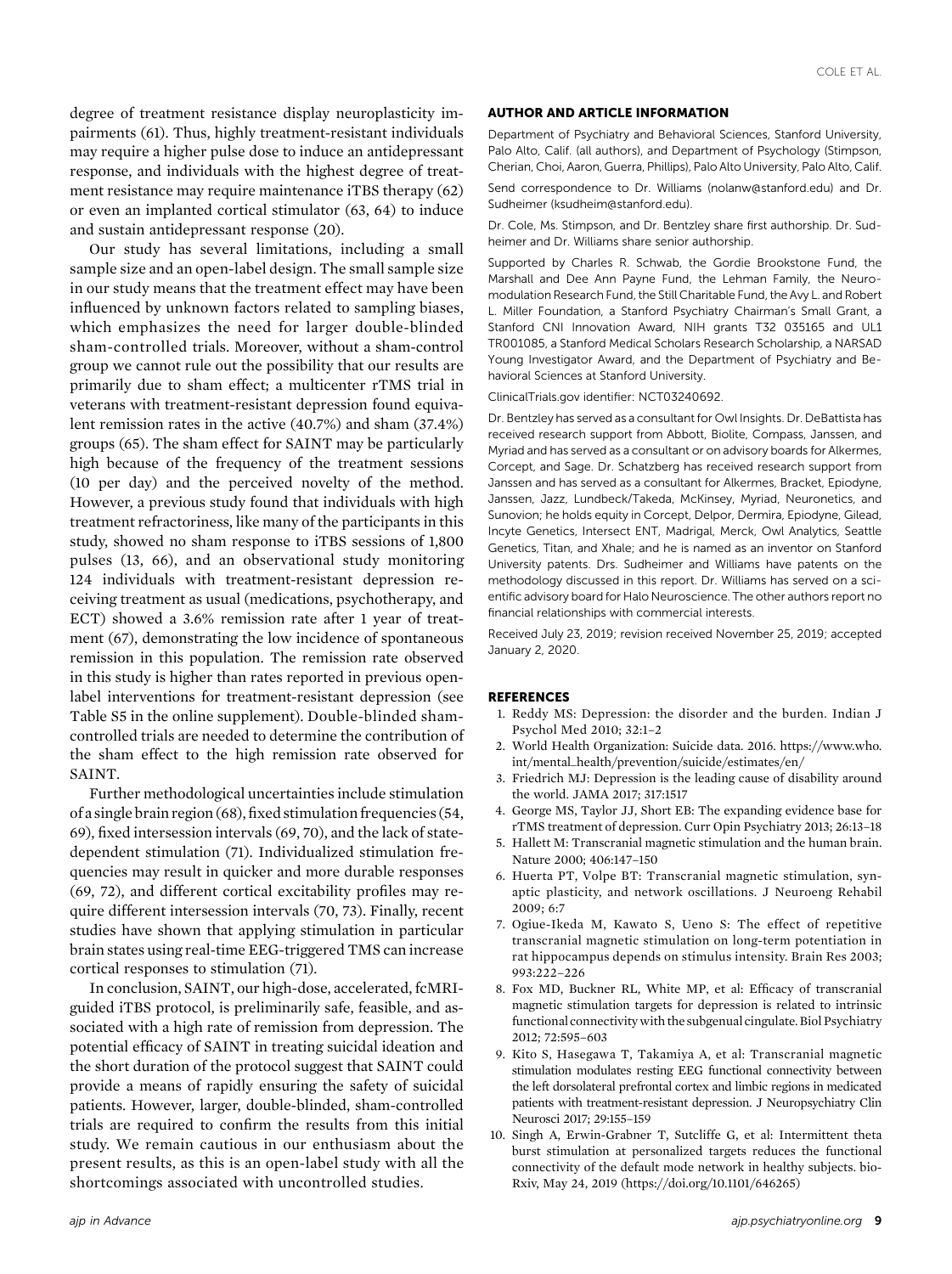degree of treatment resistance display neuroplasticity impairments (61). Thus, highly treatment-resistant individuals may require a higher pulse dose to induce an antidepressant response, and individuals with the highest degree of treatment resistance may require maintenance iTBS therapy (62) or even an implanted cortical stimulator (63, 64) to induce and sustain antidepressant response (20).

Our study has several limitations, including a small sample size and an open-label design. The small sample size in our study means that the treatment effect may have been influenced by unknown factors related to sampling biases, which emphasizes the need for larger double-blinded sham-controlled trials. Moreover, without a sham-control group we cannot rule out the possibility that our results are primarily due to sham effect; a multicenter rTMS trial in veterans with treatment-resistant depression found equivalent remission rates in the active (40.7%) and sham (37.4%) groups (65). The sham effect for SAINT may be particularly high because of the frequency of the treatment sessions (10 per day) and the perceived novelty of the method. However, a previous study found that individuals with high treatment refractoriness, like many of the participants in this study, showed no sham response to iTBS sessions of 1,800 pulses (13, 66), and an observational study monitoring 124 individuals with treatment-resistant depression receiving treatment as usual (medications, psychotherapy, and ECT) showed a 3.6% remission rate after 1 year of treatment (67), demonstrating the low incidence of spontaneous remission in this population. The remission rate observed in this study is higher than rates reported in previous open-label interventions for treatment-resistant depression (see Table S5 in the online supplement). Double-blinded sham-controlled trials are needed to determine the contribution of the sham effect to the high remission rate observed for SAINT.

Further methodological uncertainties include stimulation of a single brain region (68), fixed stimulation frequencies (54, 69), fixed intersession intervals (69, 70), and the lack of state-dependent stimulation (71). Individualized stimulation frequencies may result in quicker and more durable responses (69, 72), and different cortical excitability profiles may require different intersession intervals (70, 73). Finally, recent studies have shown that applying stimulation in particular brain states using real-time EEG-triggered TMS can increase cortical responses to stimulation (71).

In conclusion, SAINT, our high-dose, accelerated, fcMRI-guided iTBS protocol, is preliminarily safe, feasible, and associated with a high rate of remission from depression. The potential efficacy of SAINT in treating suicidal ideation and the short duration of the protocol suggest that SAINT could provide a means of rapidly ensuring the safety of suicidal patients. However, larger, double-blinded, sham-controlled trials are required to confirm the results from this initial study. We remain cautious in our enthusiasm about the present results, as this is an open-label study with all the shortcomings associated with uncontrolled studies.

## AUTHOR AND ARTICLE INFORMATION

Department of Psychiatry and Behavioral Sciences, Stanford University, Palo Alto, Calif. (all authors), and Department of Psychology (Stimpson, Cherian, Choi, Aaron, Guerra, Phillips), Palo Alto University, Palo Alto, Calif.

Send correspondence to Dr. Williams (nolanw@stanford.edu) and Dr. Sudheimer (ksudheim@stanford.edu).

Dr. Cole, Ms. Stimpson, and Dr. Bentzley share first authorship. Dr. Sudheimer and Dr. Williams share senior authorship.

Supported by Charles R. Schwab, the Gordie Brookstone Fund, the Marshall and Dee Ann Payne Fund, the Lehman Family, the Neuromodulation Research Fund, the Still Charitable Fund, the Avy L. and Robert L. Miller Foundation, a Stanford Psychiatry Chairman's Small Grant, a Stanford CNI Innovation Award, NIH grants T32 035165 and UL1 TR001085, a Stanford Medical Scholars Research Scholarship, a NARSAD Young Investigator Award, and the Department of Psychiatry and Behavioral Sciences at Stanford University.

ClinicalTrials.gov identifier: NCT03240692.

Dr. Bentzley has served as a consultant for Owl Insights. Dr. DeBattista has received research support from Abbott, Biolite, Compass, Janssen, and Myriad and has served as a consultant or on advisory boards for Alkermes, Corcept, and Sage. Dr. Schatzberg has received research support from Janssen and has served as a consultant for Alkermes, Bracket, Epiodyne, Janssen, Jazz, Lundbeck/Takeda, McKinsey, Myriad, Neuronetics, and Sunovion; he holds equity in Corcept, Delpor, Dermira, Epiodyne, Gilead, Incyte Genetics, Intersect ENT, Madrigal, Merck, Owl Analytics, Seattle Genetics, Titan, and Xhale; and he is named as an inventor on Stanford University patents. Drs. Sudheimer and Williams have patents on the methodology discussed in this report. Dr. Williams has served on a scientific advisory board for Halo Neuroscience. The other authors report no financial relationships with commercial interests.

Received July 23, 2019; revision received November 25, 2019; accepted January 2, 2020.

## REFERENCES

1. Reddy MS: Depression: the disorder and the burden. Indian J Psychol Med 2010; 32:1–2
2. World Health Organization: Suicide data. 2016. https://www.who.int/mental_health/prevention/suicide/estimates/en/
3. Friedrich MJ: Depression is the leading cause of disability around the world. JAMA 2017; 317:1517
4. George MS, Taylor JJ, Short EB: The expanding evidence base for rTMS treatment of depression. Curr Opin Psychiatry 2013; 26:13–18
5. Hallett M: Transcranial magnetic stimulation and the human brain. Nature 2000; 406:147–150
6. Huerta PT, Volpe BT: Transcranial magnetic stimulation, synaptic plasticity, and network oscillations. J Neuroeng Rehabil 2009; 6:7
7. Ogiue-Ikeda M, Kawato S, Ueno S: The effect of repetitive transcranial magnetic stimulation on long-term potentiation in rat hippocampus depends on stimulus intensity. Brain Res 2003; 993:222–226
8. Fox MD, Buckner RL, White MP, et al: Efficacy of transcranial magnetic stimulation targets for depression is related to intrinsic functional connectivity with the subgenual cingulate. Biol Psychiatry 2012; 72:595–603
9. Kito S, Hasegawa T, Takamiya A, et al: Transcranial magnetic stimulation modulates resting EEG functional connectivity between the left dorsolateral prefrontal cortex and limbic regions in medicated patients with treatment-resistant depression. J Neuropsychiatry Clin Neurosci 2017; 29:155–159
10. Singh A, Erwin-Grabner T, Sutcliffe G, et al: Intermittent theta burst stimulation at personalized targets reduces the functional connectivity of the default mode network in healthy subjects. bioRxiv, May 24, 2019 (https://doi.org/10.1101/646265)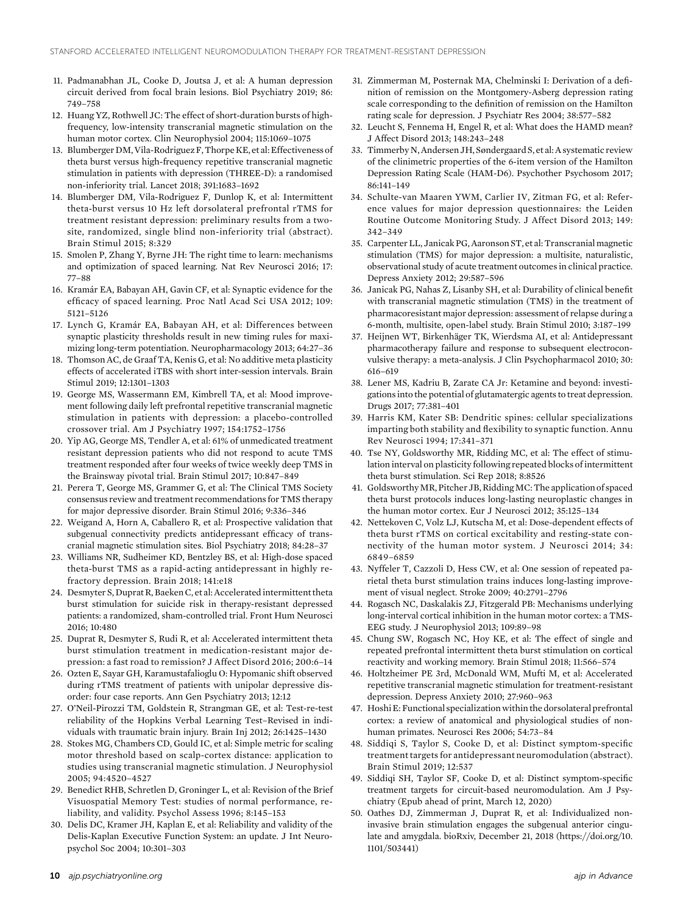11. Padmanabhan JL, Cooke D, Joutsa J, et al: A human depression circuit derived from focal brain lesions. Biol Psychiatry 2019; 86: 749–758
12. Huang YZ, Rothwell JC: The effect of short-duration bursts of high-frequency, low-intensity transcranial magnetic stimulation on the human motor cortex. Clin Neurophysiol 2004; 115:1069–1075
13. Blumberger DM, Vila-Rodriguez F, Thorpe KE, et al: Effectiveness of theta burst versus high-frequency repetitive transcranial magnetic stimulation in patients with depression (THREE-D): a randomised non-inferiority trial. Lancet 2018; 391:1683–1692
14. Blumberger DM, Vila-Rodriguez F, Dunlop K, et al: Intermittent theta-burst versus 10 Hz left dorsolateral prefrontal rTMS for treatment resistant depression: preliminary results from a two-site, randomized, single blind non-inferiority trial (abstract). Brain Stimul 2015; 8:329
15. Smolen P, Zhang Y, Byrne JH: The right time to learn: mechanisms and optimization of spaced learning. Nat Rev Neurosci 2016; 17: 77–88
16. Kramár EA, Babayan AH, Gavin CF, et al: Synaptic evidence for the efficacy of spaced learning. Proc Natl Acad Sci USA 2012; 109: 5121–5126
17. Lynch G, Kramár EA, Babayan AH, et al: Differences between synaptic plasticity thresholds result in new timing rules for maximizing long-term potentiation. Neuropharmacology 2013; 64:27–36
18. Thomson AC, de Graaf TA, Kenis G, et al: No additive meta plasticity effects of accelerated iTBS with short inter-session intervals. Brain Stimul 2019; 12:1301–1303
19. George MS, Wassermann EM, Kimbrell TA, et al: Mood improvement following daily left prefrontal repetitive transcranial magnetic stimulation in patients with depression: a placebo-controlled crossover trial. Am J Psychiatry 1997; 154:1752–1756
20. Yip AG, George MS, Tendler A, et al: 61% of unmedicated treatment resistant depression patients who did not respond to acute TMS treatment responded after four weeks of twice weekly deep TMS in the Brainsway pivotal trial. Brain Stimul 2017; 10:847–849
21. Perera T, George MS, Grammer G, et al: The Clinical TMS Society consensus review and treatment recommendations for TMS therapy for major depressive disorder. Brain Stimul 2016; 9:336–346
22. Weigand A, Horn A, Caballero R, et al: Prospective validation that subgenual connectivity predicts antidepressant efficacy of transcranial magnetic stimulation sites. Biol Psychiatry 2018; 84:28–37
23. Williams NR, Sudheimer KD, Bentzley BS, et al: High-dose spaced theta-burst TMS as a rapid-acting antidepressant in highly refractory depression. Brain 2018; 141:e18
24. Desmyter S, Duprat R, Baeken C, et al: Accelerated intermittent theta burst stimulation for suicide risk in therapy-resistant depressed patients: a randomized, sham-controlled trial. Front Hum Neurosci 2016; 10:480
25. Duprat R, Desmyter S, Rudi R, et al: Accelerated intermittent theta burst stimulation treatment in medication-resistant major depression: a fast road to remission? J Affect Disord 2016; 200:6–14
26. Ozten E, Sayar GH, Karamustafalioglu O: Hypomanic shift observed during rTMS treatment of patients with unipolar depressive disorder: four case reports. Ann Gen Psychiatry 2013; 12:12
27. O'Neil-Pirozzi TM, Goldstein R, Strangman GE, et al: Test-re-test reliability of the Hopkins Verbal Learning Test–Revised in individuals with traumatic brain injury. Brain Inj 2012; 26:1425–1430
28. Stokes MG, Chambers CD, Gould IC, et al: Simple metric for scaling motor threshold based on scalp-cortex distance: application to studies using transcranial magnetic stimulation. J Neurophysiol 2005; 94:4520–4527
29. Benedict RHB, Schretlen D, Groninger L, et al: Revision of the Brief Visuospatial Memory Test: studies of normal performance, reliability, and validity. Psychol Assess 1996; 8:145–153
30. Delis DC, Kramer JH, Kaplan E, et al: Reliability and validity of the Delis-Kaplan Executive Function System: an update. J Int Neuropsychol Soc 2004; 10:301–303
31. Zimmerman M, Posternak MA, Chelminski I: Derivation of a definition of remission on the Montgomery-Asberg depression rating scale corresponding to the definition of remission on the Hamilton rating scale for depression. J Psychiatr Res 2004; 38:577–582
32. Leucht S, Fennema H, Engel R, et al: What does the HAMD mean? J Affect Disord 2013; 148:243–248
33. Timmerby N, Andersen JH, Søndergaard S, et al: A systematic review of the clinimetric properties of the 6-item version of the Hamilton Depression Rating Scale (HAM-D6). Psychother Psychosom 2017; 86:141–149
34. Schulte-van Maaren YWM, Carlier IV, Zitman FG, et al: Reference values for major depression questionnaires: the Leiden Routine Outcome Monitoring Study. J Affect Disord 2013; 149: 342–349
35. Carpenter LL, Janicak PG, Aaronson ST, et al: Transcranial magnetic stimulation (TMS) for major depression: a multisite, naturalistic, observational study of acute treatment outcomes in clinical practice. Depress Anxiety 2012; 29:587–596
36. Janicak PG, Nahas Z, Lisanby SH, et al: Durability of clinical benefit with transcranial magnetic stimulation (TMS) in the treatment of pharmacoresistant major depression: assessment of relapse during a 6-month, multisite, open-label study. Brain Stimul 2010; 3:187–199
37. Heijnen WT, Birkenhäger TK, Wierdsma AI, et al: Antidepressant pharmacotherapy failure and response to subsequent electroconvulsive therapy: a meta-analysis. J Clin Psychopharmacol 2010; 30: 616–619
38. Lener MS, Kadriu B, Zarate CA Jr: Ketamine and beyond: investigations into the potential of glutamatergic agents to treat depression. Drugs 2017; 77:381–401
39. Harris KM, Kater SB: Dendritic spines: cellular specializations imparting both stability and flexibility to synaptic function. Annu Rev Neurosci 1994; 17:341–371
40. Tse NY, Goldsworthy MR, Ridding MC, et al: The effect of stimulation interval on plasticity following repeated blocks of intermittent theta burst stimulation. Sci Rep 2018; 8:8526
41. Goldsworthy MR, Pitcher JB, Ridding MC: The application of spaced theta burst protocols induces long-lasting neuroplastic changes in the human motor cortex. Eur J Neurosci 2012; 35:125–134
42. Nettekoven C, Volz LJ, Kutscha M, et al: Dose-dependent effects of theta burst rTMS on cortical excitability and resting-state connectivity of the human motor system. J Neurosci 2014; 34: 6849–6859
43. Nyffeler T, Cazzoli D, Hess CW, et al: One session of repeated parietal theta burst stimulation trains induces long-lasting improvement of visual neglect. Stroke 2009; 40:2791–2796
44. Rogasch NC, Daskalakis ZJ, Fitzgerald PB: Mechanisms underlying long-interval cortical inhibition in the human motor cortex: a TMS-EEG study. J Neurophysiol 2013; 109:89–98
45. Chung SW, Rogasch NC, Hoy KE, et al: The effect of single and repeated prefrontal intermittent theta burst stimulation on cortical reactivity and working memory. Brain Stimul 2018; 11:566–574
46. Holtzheimer PE 3rd, McDonald WM, Mufti M, et al: Accelerated repetitive transcranial magnetic stimulation for treatment-resistant depression. Depress Anxiety 2010; 27:960–963
47. Hoshi E: Functional specialization within the dorsolateral prefrontal cortex: a review of anatomical and physiological studies of non-human primates. Neurosci Res 2006; 54:73–84
48. Siddiqi S, Taylor S, Cooke D, et al: Distinct symptom-specific treatment targets for antidepressant neuromodulation (abstract). Brain Stimul 2019; 12:537
49. Siddiqi SH, Taylor SF, Cooke D, et al: Distinct symptom-specific treatment targets for circuit-based neuromodulation. Am J Psychiatry (Epub ahead of print, March 12, 2020)
50. Oathes DJ, Zimmerman J, Duprat R, et al: Individualized non-invasive brain stimulation engages the subgenual anterior cingulate and amygdala. bioRxiv, December 21, 2018 (https://doi.org/10.1101/503441)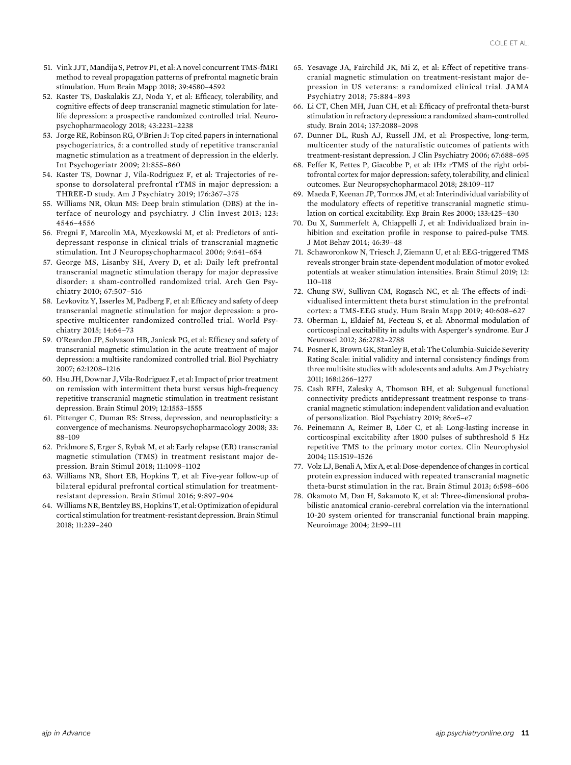51. Vink JJT, Mandija S, Petrov PI, et al: A novel concurrent TMS-fMRI method to reveal propagation patterns of prefrontal magnetic brain stimulation. Hum Brain Mapp 2018; 39:4580–4592
52. Kaster TS, Daskalakis ZJ, Noda Y, et al: Efficacy, tolerability, and cognitive effects of deep transcranial magnetic stimulation for late-life depression: a prospective randomized controlled trial. Neuropsychopharmacology 2018; 43:2231–2238
53. Jorge RE, Robinson RG, O'Brien J: Top cited papers in international psychogeriatrics, 5: a controlled study of repetitive transcranial magnetic stimulation as a treatment of depression in the elderly. Int Psychogeriatr 2009; 21:855–860
54. Kaster TS, Downar J, Vila-Rodriguez F, et al: Trajectories of response to dorsolateral prefrontal rTMS in major depression: a THREE-D study. Am J Psychiatry 2019; 176:367–375
55. Williams NR, Okun MS: Deep brain stimulation (DBS) at the interface of neurology and psychiatry. J Clin Invest 2013; 123: 4546–4556
56. Fregni F, Marcolin MA, Myczkowski M, et al: Predictors of antidepressant response in clinical trials of transcranial magnetic stimulation. Int J Neuropsychopharmacol 2006; 9:641–654
57. George MS, Lisanby SH, Avery D, et al: Daily left prefrontal transcranial magnetic stimulation therapy for major depressive disorder: a sham-controlled randomized trial. Arch Gen Psychiatry 2010; 67:507–516
58. Levkovitz Y, Isserles M, Padberg F, et al: Efficacy and safety of deep transcranial magnetic stimulation for major depression: a prospective multicenter randomized controlled trial. World Psychiatry 2015; 14:64–73
59. O'Reardon JP, Solvason HB, Janicak PG, et al: Efficacy and safety of transcranial magnetic stimulation in the acute treatment of major depression: a multisite randomized controlled trial. Biol Psychiatry 2007; 62:1208–1216
60. Hsu JH, Downar J, Vila-Rodriguez F, et al: Impact of prior treatment on remission with intermittent theta burst versus high-frequency repetitive transcranial magnetic stimulation in treatment resistant depression. Brain Stimul 2019; 12:1553–1555
61. Pittenger C, Duman RS: Stress, depression, and neuroplasticity: a convergence of mechanisms. Neuropsychopharmacology 2008; 33: 88–109
62. Pridmore S, Erger S, Rybak M, et al: Early relapse (ER) transcranial magnetic stimulation (TMS) in treatment resistant major depression. Brain Stimul 2018; 11:1098–1102
63. Williams NR, Short EB, Hopkins T, et al: Five-year follow-up of bilateral epidural prefrontal cortical stimulation for treatment-resistant depression. Brain Stimul 2016; 9:897–904
64. Williams NR, Bentzley BS, Hopkins T, et al: Optimization of epidural cortical stimulation for treatment-resistant depression. Brain Stimul 2018; 11:239–240
65. Yesavage JA, Fairchild JK, Mi Z, et al: Effect of repetitive transcranial magnetic stimulation on treatment-resistant major depression in US veterans: a randomized clinical trial. JAMA Psychiatry 2018; 75:884–893
66. Li CT, Chen MH, Juan CH, et al: Efficacy of prefrontal theta-burst stimulation in refractory depression: a randomized sham-controlled study. Brain 2014; 137:2088–2098
67. Dunner DL, Rush AJ, Russell JM, et al: Prospective, long-term, multicenter study of the naturalistic outcomes of patients with treatment-resistant depression. J Clin Psychiatry 2006; 67:688–695
68. Feffer K, Fettes P, Giacobbe P, et al: 1Hz rTMS of the right orbitofrontal cortex for major depression: safety, tolerability, and clinical outcomes. Eur Neuropsychopharmacol 2018; 28:109–117
69. Maeda F, Keenan JP, Tormos JM, et al: Interindividual variability of the modulatory effects of repetitive transcranial magnetic stimulation on cortical excitability. Exp Brain Res 2000; 133:425–430
70. Du X, Summerfelt A, Chiappelli J, et al: Individualized brain inhibition and excitation profile in response to paired-pulse TMS. J Mot Behav 2014; 46:39–48
71. Schaworonkow N, Triesch J, Ziemann U, et al: EEG-triggered TMS reveals stronger brain state-dependent modulation of motor evoked potentials at weaker stimulation intensities. Brain Stimul 2019; 12: 110–118
72. Chung SW, Sullivan CM, Rogasch NC, et al: The effects of individualised intermittent theta burst stimulation in the prefrontal cortex: a TMS-EEG study. Hum Brain Mapp 2019; 40:608–627
73. Oberman L, Eldaief M, Fecteau S, et al: Abnormal modulation of corticospinal excitability in adults with Asperger's syndrome. Eur J Neurosci 2012; 36:2782–2788
74. Posner K, Brown GK, Stanley B, et al: The Columbia-Suicide Severity Rating Scale: initial validity and internal consistency findings from three multisite studies with adolescents and adults. Am J Psychiatry 2011; 168:1266–1277
75. Cash RFH, Zalesky A, Thomson RH, et al: Subgenual functional connectivity predicts antidepressant treatment response to transcranial magnetic stimulation: independent validation and evaluation of personalization. Biol Psychiatry 2019; 86:e5–e7
76. Peinemann A, Reimer B, Löer C, et al: Long-lasting increase in corticospinal excitability after 1800 pulses of subthreshold 5 Hz repetitive TMS to the primary motor cortex. Clin Neurophysiol 2004; 115:1519–1526
77. Volz LJ, Benali A, Mix A, et al: Dose-dependence of changes in cortical protein expression induced with repeated transcranial magnetic theta-burst stimulation in the rat. Brain Stimul 2013; 6:598–606
78. Okamoto M, Dan H, Sakamoto K, et al: Three-dimensional probabilistic anatomical cranio-cerebral correlation via the international 10-20 system oriented for transcranial functional brain mapping. Neuroimage 2004; 21:99–111